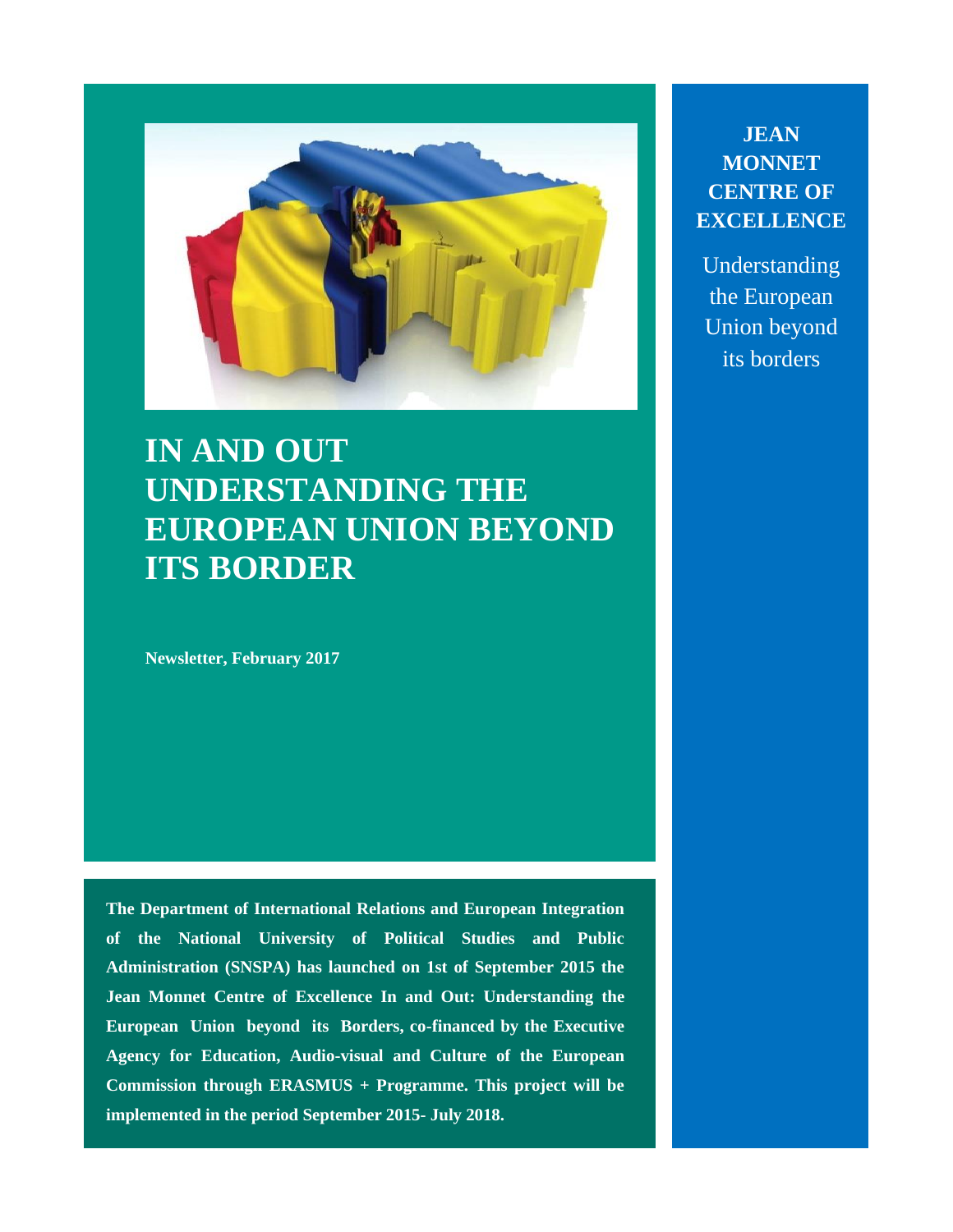# IN AND OUT UNDERSTANDING THE EUROPEAN UNION BEYOND ITS BORDER

**Newsletter, February 2017**

**JEAN MONNET CENTRE OF EXCELLENCE**

Understanding the European Union beyond its borders

**The Department of International Relations and European Integration of the National University of Political Studies and Public Administration (SNSPA) has launched on 1st of September 2015 the Jean Monnet Centre of Excellence In and Out: Understanding the European Union beyond its Borders, co-financed by the Executive Agency for Education, Audio-visual and Culture of the European Commission through ERASMUS + Programme. This project will be implemented in the period September 2015- July 2018.**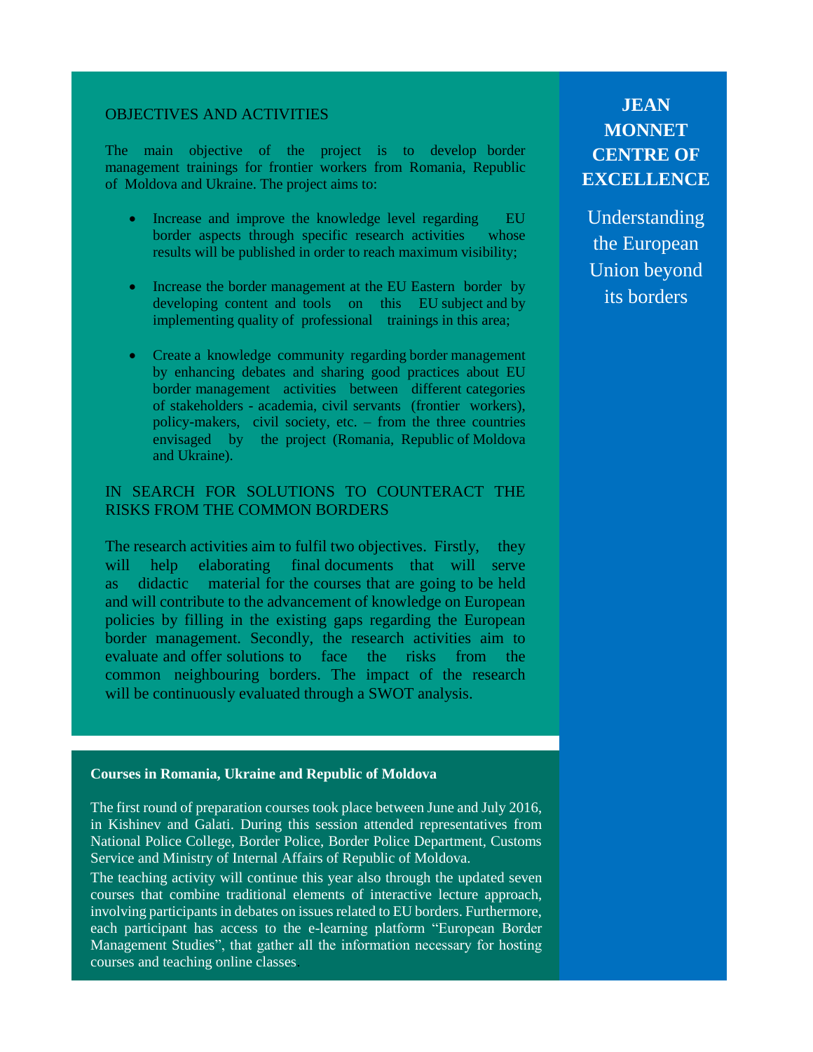## OBJECTIVES AND ACTIVITIES

The main objective of the project is to develop border management trainings for frontier workers from Romania, Republic of Moldova and Ukraine. The project aims to:

- Increase and improve the knowledge level regarding EU border aspects through specific research activities whose results will be published in order to reach maximum visibility;
- Increase the border management at the EU Eastern border by developing content and tools on this EU subject and by implementing quality of professional trainings in this area;
- Create a knowledge community regarding border management by enhancing debates and sharing good practices about EU border management activities between different categories of stakeholders - academia, civil servants (frontier workers), policy-makers, civil society, etc. – from the three countries envisaged by the project (Romania, Republic of Moldova and Ukraine).

## IN SEARCH FOR SOLUTIONS TO COUNTERACT THE RISKS FROM THE COMMON BORDERS

The research activities aim to fulfil two objectives. Firstly, they will help elaborating final documents that will serve as didactic material for the courses that are going to be held and will contribute to the advancement of knowledge on European policies by filling in the existing gaps regarding the European border management. Secondly, the research activities aim to evaluate and offer solutions to face the risks from the common neighbouring borders. The impact of the research will be continuously evaluated through a SWOT analysis.

### Courses in Romania, Ukraine and Republic of Moldova

The first round of preparation courses took place between June and July 2016, in Kishinev and Galati. During this session attended representatives from National Police College, Border Police, Border Police Department, Customs Service and Ministry of Internal Affairs of Republic of Moldova.

The teaching activity will continue this year also through the updated seven courses that combine traditional elements of interactive lecture approach, involving participants in debates on issues related to EU borders. Furthermore, each participant has access to the e-learning platform "European Border Management Studies", that gather all the information necessary for hosting courses and teaching online classes.

**JEAN MONNET CENTRE OF EXCELLENCE**

Understanding the European Union beyond its borders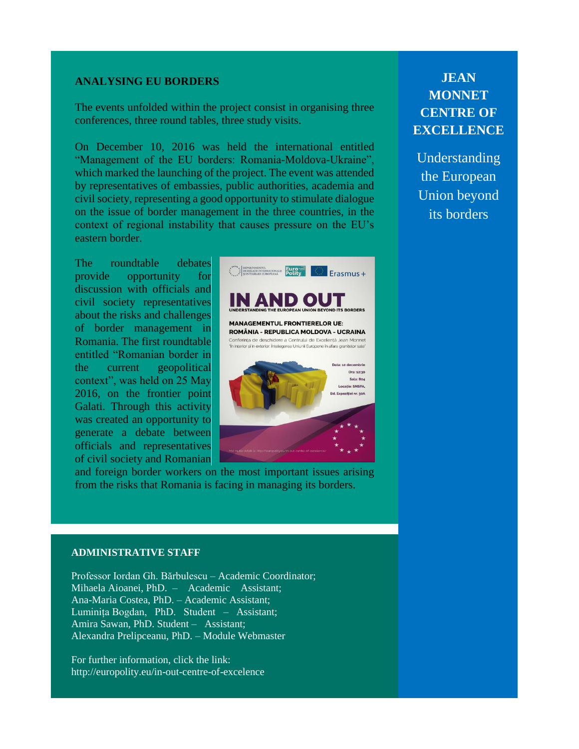## JEAN MONNET CENTRE OF EXCELLENCE

Understanding the European Union beyond its borders

## ANALYSING EU BORDERS

The events unfolded within the project consist in organising three conferences, three round tables, three study visits.

On December 10, 2016 was held the international entitled "Management of the EU borders: Romania-Moldova-Ukraine", which marked the launching of the project. The event was attended by representatives of embassies, public authorities, academia and civil society, representing a good opportunity to stimulate dialogue on the issue of border management in the three countries, in the context of regional instability that causes pressure on the EU's eastern border.

The roundtable debates provide opportunity for discussion with officials and civil society representatives about the risks and challenges of border management in Romania. The first roundtable entitled "Romanian border in the current geopolitical context", was held on 25 May 2016, on the frontier point Galati. Through this activity was created an opportunity to generate a debate between officials and representatives of civil society and Romanian and foreign border workers on the most important issues arising from the risks that Romania is facing in managing its borders.

## ADMINISTRATIVE STAFF

Professor Iordan Gh. Bărbulescu – Academic Coordinator;
Mihaela Aioanei, PhD. – Academic Assistant;
Ana-Maria Costea, PhD. – Academic Assistant;
Luminița Bogdan, PhD. Student – Assistant;
Amira Sawan, PhD. Student – Assistant;
Alexandra Prelipceanu, PhD. – Module Webmaster

For further information, click the link:
http://europolity.eu/in-out-centre-of-excelence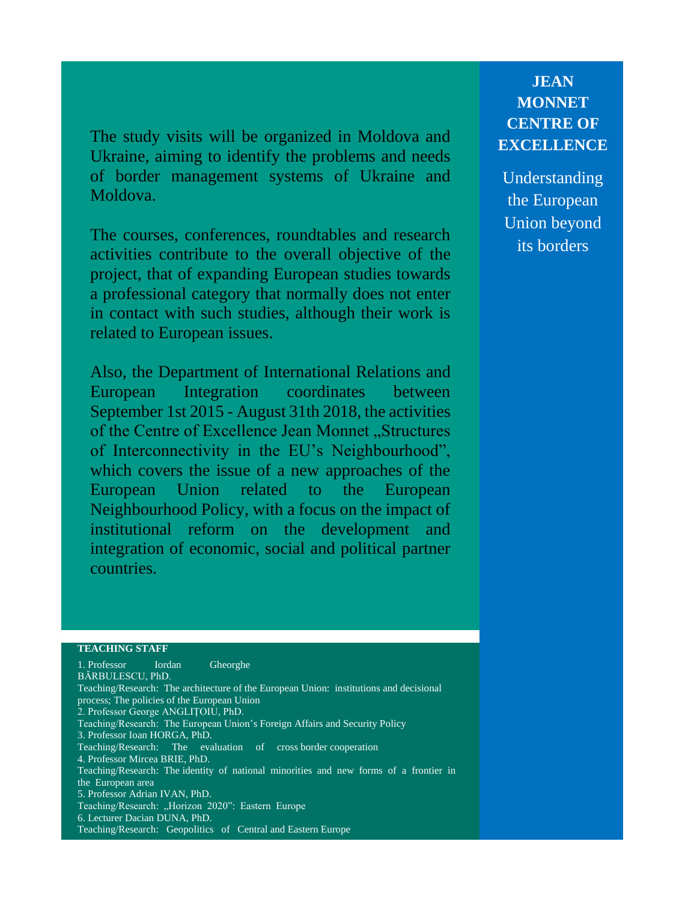The study visits will be organized in Moldova and Ukraine, aiming to identify the problems and needs of border management systems of Ukraine and Moldova.

The courses, conferences, roundtables and research activities contribute to the overall objective of the project, that of expanding European studies towards a professional category that normally does not enter in contact with such studies, although their work is related to European issues.

Also, the Department of International Relations and European Integration coordinates between September 1st 2015 - August 31th 2018, the activities of the Centre of Excellence Jean Monnet „Structures of Interconnectivity in the EU's Neighbourhood", which covers the issue of a new approaches of the European Union related to the European Neighbourhood Policy, with a focus on the impact of institutional reform on the development and integration of economic, social and political partner countries.

**TEACHING STAFF**

1. Professor Iordan Gheorghe BĂRBULESCU, PhD.
Teaching/Research: The architecture of the European Union: institutions and decisional process; The policies of the European Union
2. Professor George ANGLIȚOIU, PhD.
Teaching/Research: The European Union's Foreign Affairs and Security Policy
3. Professor Ioan HORGA, PhD.
Teaching/Research: The evaluation of cross border cooperation
4. Professor Mircea BRIE, PhD.
Teaching/Research: The identity of national minorities and new forms of a frontier in the European area
5. Professor Adrian IVAN, PhD.
Teaching/Research: „Horizon 2020": Eastern Europe
6. Lecturer Dacian DUNA, PhD.
Teaching/Research: Geopolitics of Central and Eastern Europe

**JEAN MONNET CENTRE OF EXCELLENCE**

Understanding the European Union beyond its borders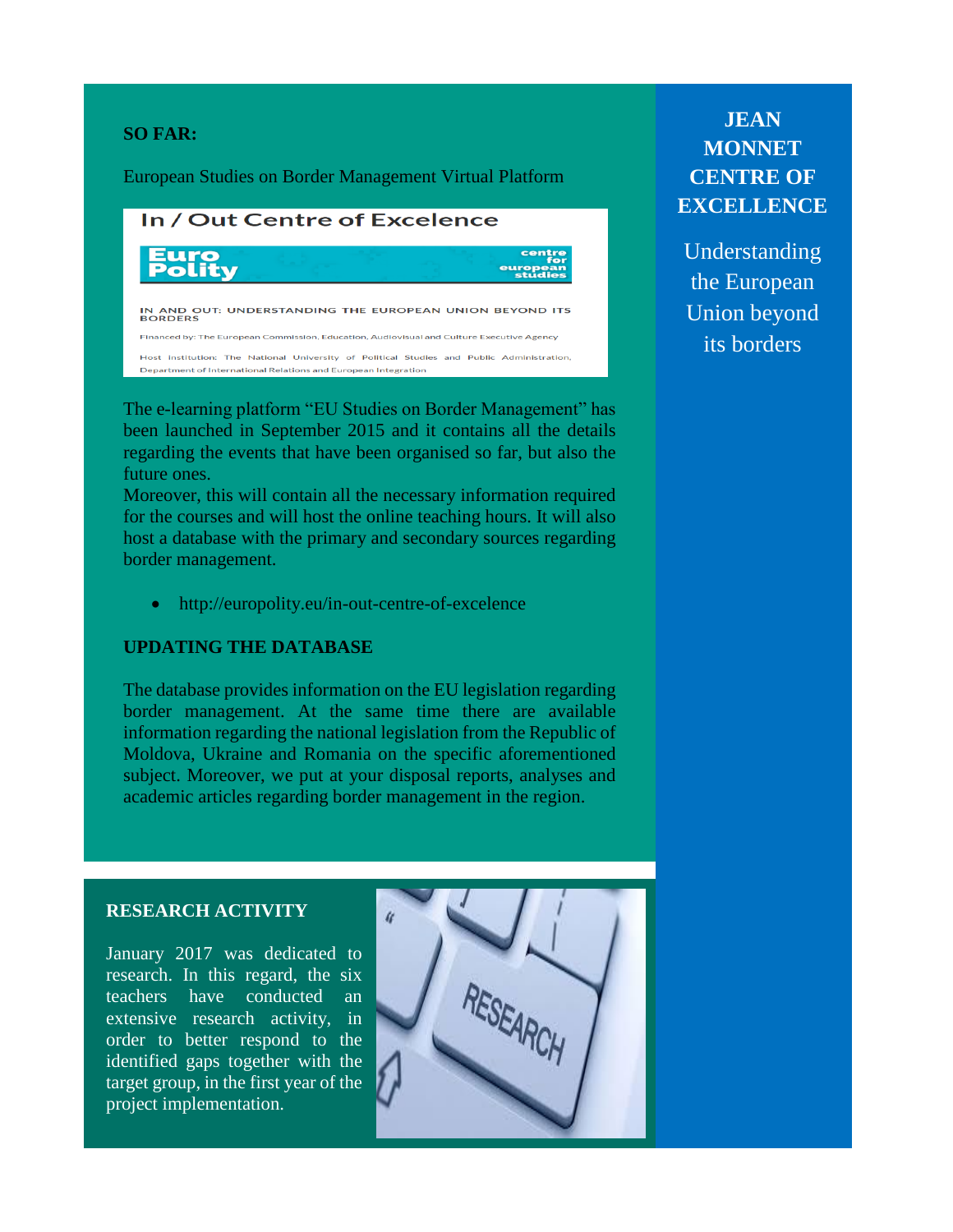**SO FAR:**

European Studies on Border Management Virtual Platform

In / Out Centre of Excelence

Euro Polity centre for european studies

IN AND OUT: UNDERSTANDING THE EUROPEAN UNION BEYOND ITS BORDERS

Financed by: The European Commission, Education, Audiovisual and Culture Executive Agency

Host Institution: The National University of Political Studies and Public Administration, Department of International Relations and European Integration

The e-learning platform "EU Studies on Border Management" has been launched in September 2015 and it contains all the details regarding the events that have been organised so far, but also the future ones.

Moreover, this will contain all the necessary information required for the courses and will host the online teaching hours. It will also host a database with the primary and secondary sources regarding border management.

- http://europolity.eu/in-out-centre-of-excelence

**UPDATING THE DATABASE**

The database provides information on the EU legislation regarding border management. At the same time there are available information regarding the national legislation from the Republic of Moldova, Ukraine and Romania on the specific aforementioned subject. Moreover, we put at your disposal reports, analyses and academic articles regarding border management in the region.

**RESEARCH ACTIVITY**

January 2017 was dedicated to research. In this regard, the six teachers have conducted an extensive research activity, in order to better respond to the identified gaps together with the target group, in the first year of the project implementation.

**JEAN MONNET CENTRE OF EXCELLENCE**

Understanding the European Union beyond its borders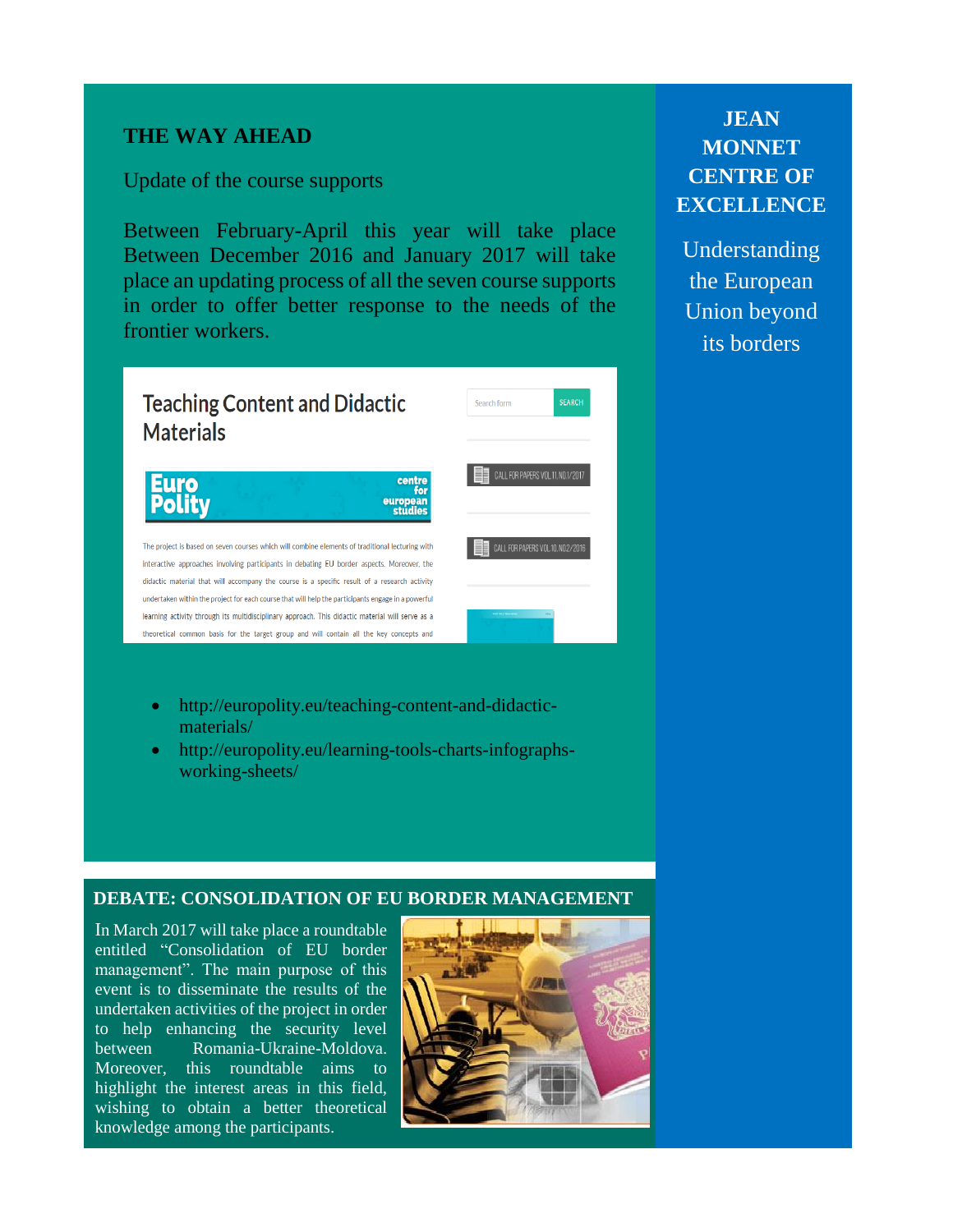## THE WAY AHEAD

Update of the course supports

Between February-April this year will take place Between December 2016 and January 2017 will take place an updating process of all the seven course supports in order to offer better response to the needs of the frontier workers.

- http://europolity.eu/teaching-content-and-didactic-materials/
- http://europolity.eu/learning-tools-charts-infographs-working-sheets/

## DEBATE: CONSOLIDATION OF EU BORDER MANAGEMENT

In March 2017 will take place a roundtable entitled "Consolidation of EU border management". The main purpose of this event is to disseminate the results of the undertaken activities of the project in order to help enhancing the security level between Romania-Ukraine-Moldova. Moreover, this roundtable aims to highlight the interest areas in this field, wishing to obtain a better theoretical knowledge among the participants.

**JEAN MONNET CENTRE OF EXCELLENCE**

Understanding the European Union beyond its borders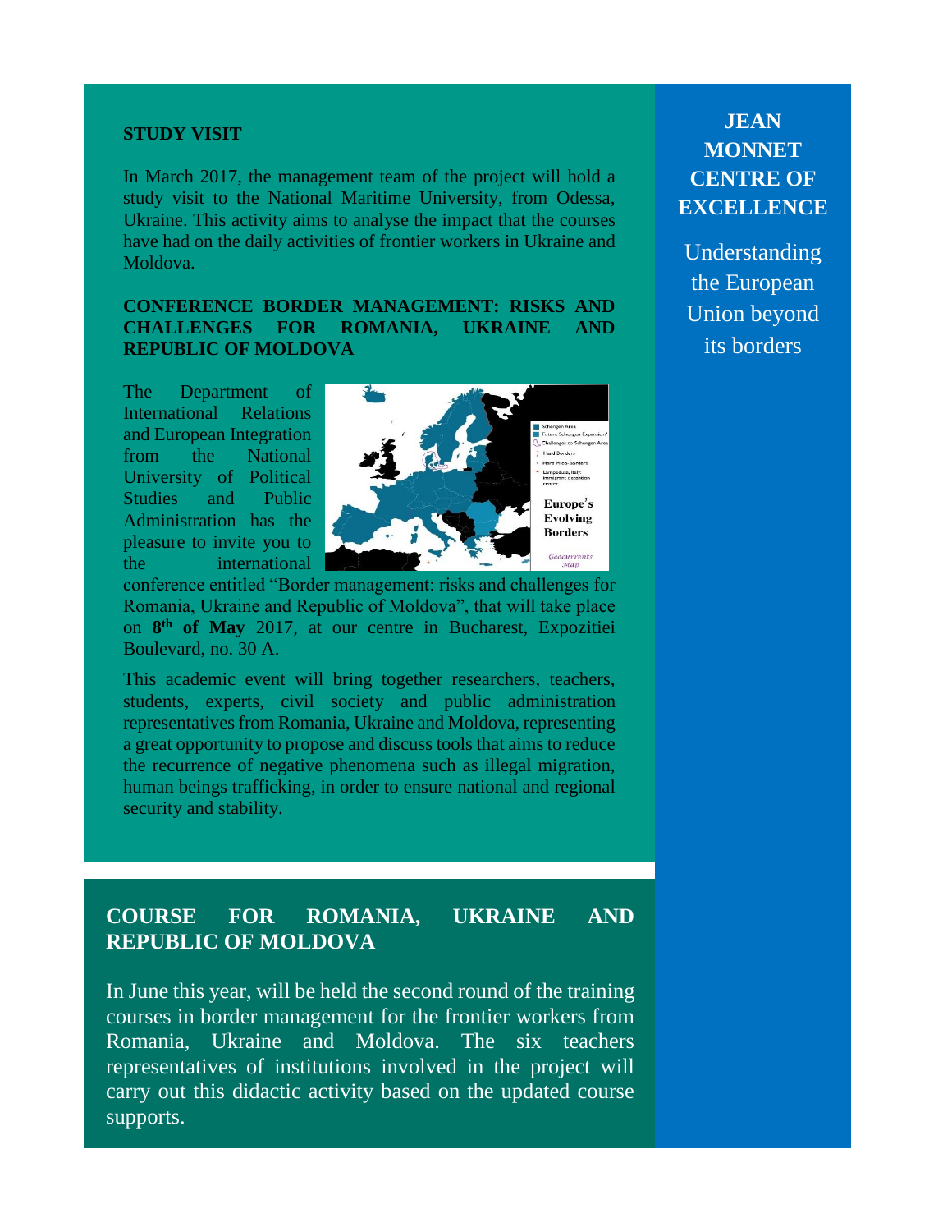## STUDY VISIT

In March 2017, the management team of the project will hold a study visit to the National Maritime University, from Odessa, Ukraine. This activity aims to analyse the impact that the courses have had on the daily activities of frontier workers in Ukraine and Moldova.

## CONFERENCE BORDER MANAGEMENT: RISKS AND CHALLENGES FOR ROMANIA, UKRAINE AND REPUBLIC OF MOLDOVA

The Department of International Relations and European Integration from the National University of Political Studies and Public Administration has the pleasure to invite you to the international conference entitled "Border management: risks and challenges for Romania, Ukraine and Republic of Moldova", that will take place on **8th of May** 2017, at our centre in Bucharest, Expozitiei Boulevard, no. 30 A.

This academic event will bring together researchers, teachers, students, experts, civil society and public administration representatives from Romania, Ukraine and Moldova, representing a great opportunity to propose and discuss tools that aims to reduce the recurrence of negative phenomena such as illegal migration, human beings trafficking, in order to ensure national and regional security and stability.

## COURSE FOR ROMANIA, UKRAINE AND REPUBLIC OF MOLDOVA

In June this year, will be held the second round of the training courses in border management for the frontier workers from Romania, Ukraine and Moldova. The six teachers representatives of institutions involved in the project will carry out this didactic activity based on the updated course supports.

**JEAN MONNET CENTRE OF EXCELLENCE**

Understanding the European Union beyond its borders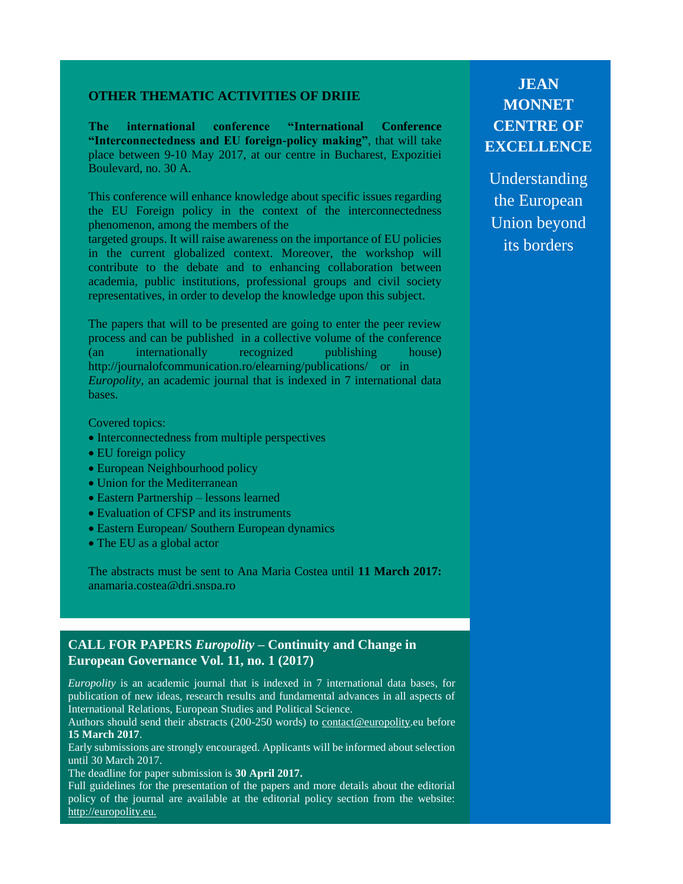## OTHER THEMATIC ACTIVITIES OF DRIIE

**The international conference "International Conference "Interconnectedness and EU foreign-policy making"**, that will take place between 9-10 May 2017, at our centre in Bucharest, Expozitiei Boulevard, no. 30 A.

This conference will enhance knowledge about specific issues regarding the EU Foreign policy in the context of the interconnectedness phenomenon, among the members of the targeted groups. It will raise awareness on the importance of EU policies in the current globalized context. Moreover, the workshop will contribute to the debate and to enhancing collaboration between academia, public institutions, professional groups and civil society representatives, in order to develop the knowledge upon this subject.

The papers that will to be presented are going to enter the peer review process and can be published in a collective volume of the conference (an internationally recognized publishing house) http://journalofcommunication.ro/elearning/publications/ or in *Europolity*, an academic journal that is indexed in 7 international data bases.

Covered topics:

- Interconnectedness from multiple perspectives
- EU foreign policy
- European Neighbourhood policy
- Union for the Mediterranean
- Eastern Partnership – lessons learned
- Evaluation of CFSP and its instruments
- Eastern European/ Southern European dynamics
- The EU as a global actor

The abstracts must be sent to Ana Maria Costea until **11 March 2017:** anamaria.costea@dri.snspa.ro

## CALL FOR PAPERS *Europolity* – Continuity and Change in European Governance Vol. 11, no. 1 (2017)

*Europolity* is an academic journal that is indexed in 7 international data bases, for publication of new ideas, research results and fundamental advances in all aspects of International Relations, European Studies and Political Science.

Authors should send their abstracts (200-250 words) to contact@europolity.eu before **15 March 2017**.

Early submissions are strongly encouraged. Applicants will be informed about selection until 30 March 2017.

The deadline for paper submission is **30 April 2017.**

Full guidelines for the presentation of the papers and more details about the editorial policy of the journal are available at the editorial policy section from the website: http://europolity.eu.

**JEAN MONNET CENTRE OF EXCELLENCE**

Understanding the European Union beyond its borders